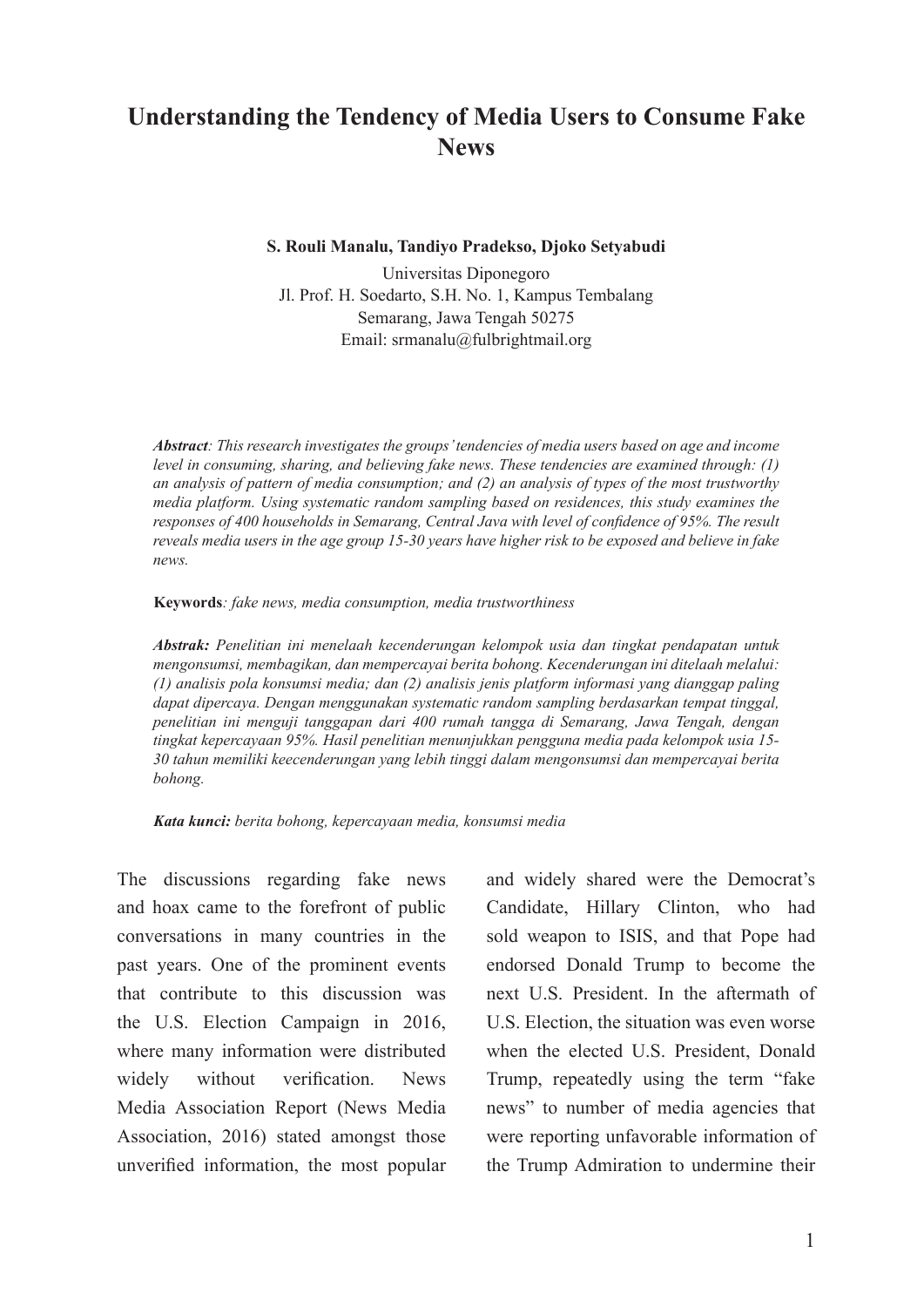# Understanding the Tendency of Media Users to Consume Fake News

**S. Rouli Manalu, Tandiyo Pradekso, Djoko Setyabudi**

Universitas Diponegoro
Jl. Prof. H. Soedarto, S.H. No. 1, Kampus Tembalang
Semarang, Jawa Tengah 50275
Email: srmanalu@fulbrightmail.org

***Abstract****: This research investigates the groups' tendencies of media users based on age and income level in consuming, sharing, and believing fake news. These tendencies are examined through: (1) an analysis of pattern of media consumption; and (2) an analysis of types of the most trustworthy media platform. Using systematic random sampling based on residences, this study examines the responses of 400 households in Semarang, Central Java with level of confidence of 95%. The result reveals media users in the age group 15-30 years have higher risk to be exposed and believe in fake news.*

**Keywords***: fake news, media consumption, media trustworthiness*

***Abstrak:*** *Penelitian ini menelaah kecenderungan kelompok usia dan tingkat pendapatan untuk mengonsumsi, membagikan, dan mempercayai berita bohong. Kecenderungan ini ditelaah melalui: (1) analisis pola konsumsi media; dan (2) analisis jenis platform informasi yang dianggap paling dapat dipercaya. Dengan menggunakan systematic random sampling berdasarkan tempat tinggal, penelitian ini menguji tanggapan dari 400 rumah tangga di Semarang, Jawa Tengah, dengan tingkat kepercayaan 95%. Hasil penelitian menunjukkan pengguna media pada kelompok usia 15-30 tahun memiliki keecenderungan yang lebih tinggi dalam mengonsumsi dan mempercayai berita bohong.*

***Kata kunci:*** *berita bohong, kepercayaan media, konsumsi media*

The discussions regarding fake news and hoax came to the forefront of public conversations in many countries in the past years. One of the prominent events that contribute to this discussion was the U.S. Election Campaign in 2016, where many information were distributed widely without verification. News Media Association Report (News Media Association, 2016) stated amongst those unverified information, the most popular and widely shared were the Democrat's Candidate, Hillary Clinton, who had sold weapon to ISIS, and that Pope had endorsed Donald Trump to become the next U.S. President. In the aftermath of U.S. Election, the situation was even worse when the elected U.S. President, Donald Trump, repeatedly using the term "fake news" to number of media agencies that were reporting unfavorable information of the Trump Admiration to undermine their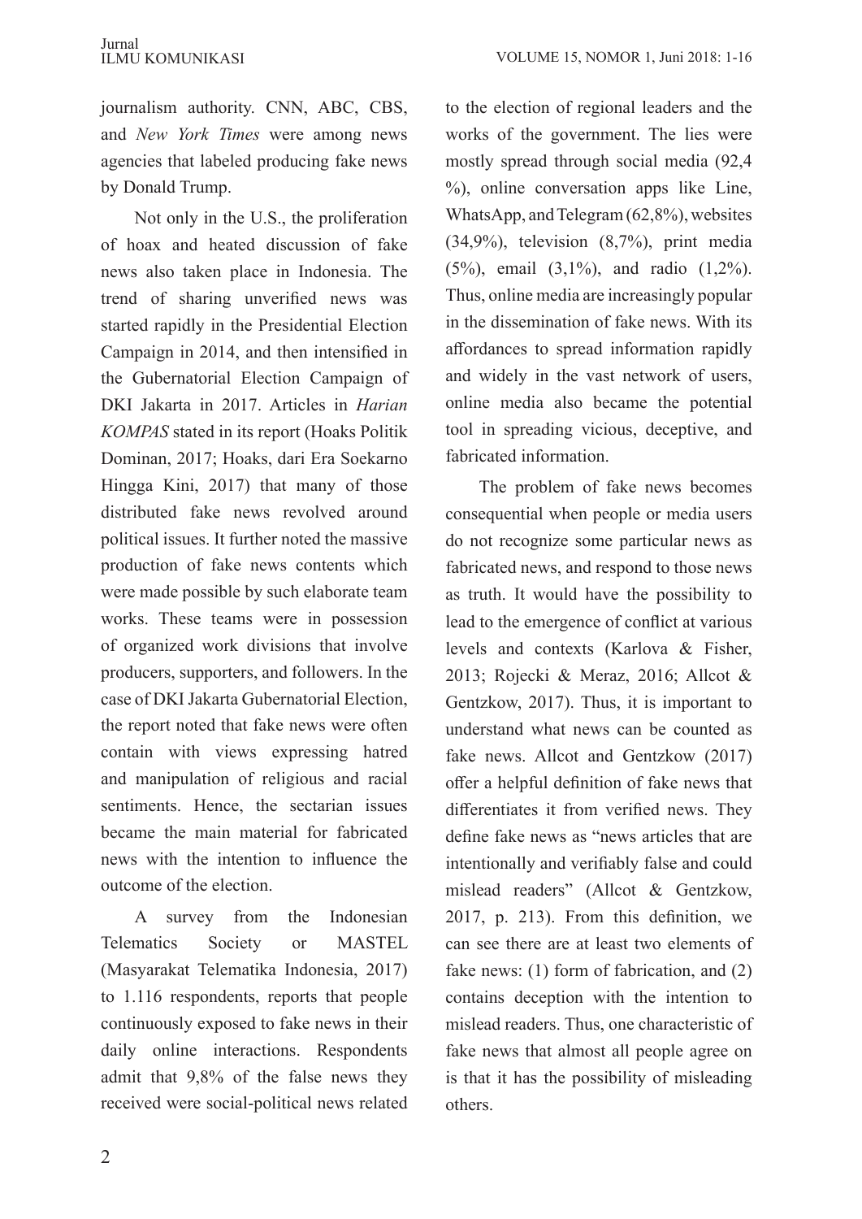journalism authority. CNN, ABC, CBS, and *New York Times* were among news agencies that labeled producing fake news by Donald Trump.

Not only in the U.S., the proliferation of hoax and heated discussion of fake news also taken place in Indonesia. The trend of sharing unverified news was started rapidly in the Presidential Election Campaign in 2014, and then intensified in the Gubernatorial Election Campaign of DKI Jakarta in 2017. Articles in *Harian KOMPAS* stated in its report (Hoaks Politik Dominan, 2017; Hoaks, dari Era Soekarno Hingga Kini, 2017) that many of those distributed fake news revolved around political issues. It further noted the massive production of fake news contents which were made possible by such elaborate team works. These teams were in possession of organized work divisions that involve producers, supporters, and followers. In the case of DKI Jakarta Gubernatorial Election, the report noted that fake news were often contain with views expressing hatred and manipulation of religious and racial sentiments. Hence, the sectarian issues became the main material for fabricated news with the intention to influence the outcome of the election.

A survey from the Indonesian Telematics Society or MASTEL (Masyarakat Telematika Indonesia, 2017) to 1.116 respondents, reports that people continuously exposed to fake news in their daily online interactions. Respondents admit that 9,8% of the false news they received were social-political news related to the election of regional leaders and the works of the government. The lies were mostly spread through social media (92,4 %), online conversation apps like Line, WhatsApp, and Telegram (62,8%), websites (34,9%), television (8,7%), print media (5%), email (3,1%), and radio (1,2%). Thus, online media are increasingly popular in the dissemination of fake news. With its affordances to spread information rapidly and widely in the vast network of users, online media also became the potential tool in spreading vicious, deceptive, and fabricated information.

The problem of fake news becomes consequential when people or media users do not recognize some particular news as fabricated news, and respond to those news as truth. It would have the possibility to lead to the emergence of conflict at various levels and contexts (Karlova & Fisher, 2013; Rojecki & Meraz, 2016; Allcot & Gentzkow, 2017). Thus, it is important to understand what news can be counted as fake news. Allcot and Gentzkow (2017) offer a helpful definition of fake news that differentiates it from verified news. They define fake news as "news articles that are intentionally and verifiably false and could mislead readers" (Allcot & Gentzkow, 2017, p. 213). From this definition, we can see there are at least two elements of fake news: (1) form of fabrication, and (2) contains deception with the intention to mislead readers. Thus, one characteristic of fake news that almost all people agree on is that it has the possibility of misleading others.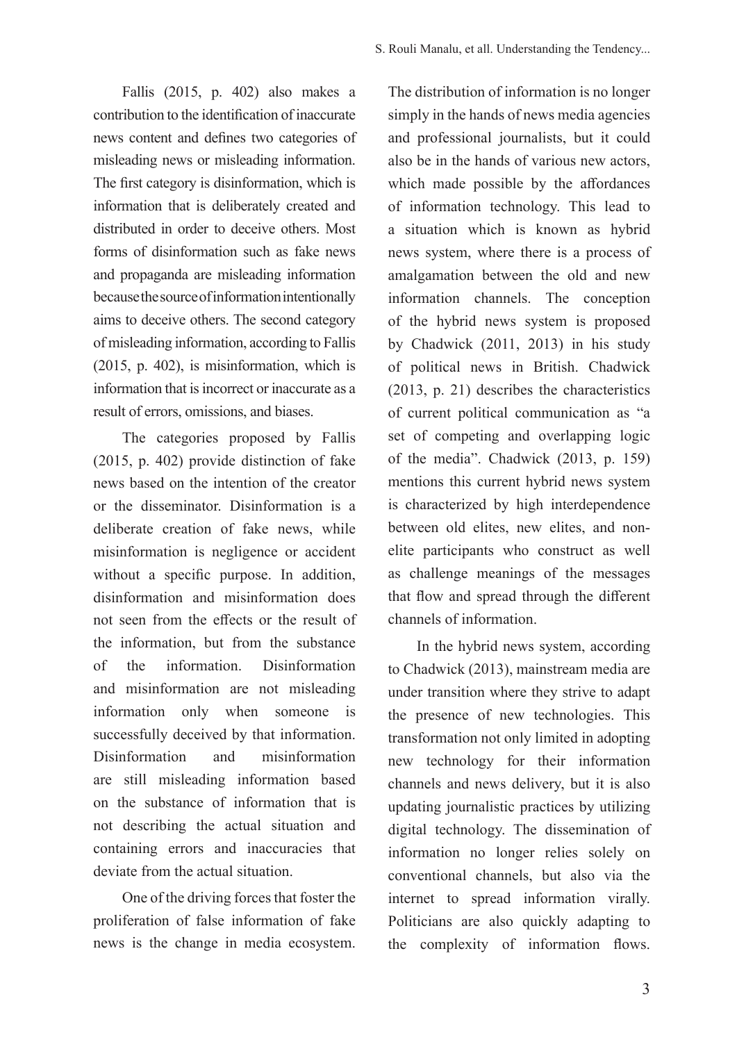Fallis (2015, p. 402) also makes a contribution to the identification of inaccurate news content and defines two categories of misleading news or misleading information. The first category is disinformation, which is information that is deliberately created and distributed in order to deceive others. Most forms of disinformation such as fake news and propaganda are misleading information because the source of information intentionally aims to deceive others. The second category of misleading information, according to Fallis (2015, p. 402), is misinformation, which is information that is incorrect or inaccurate as a result of errors, omissions, and biases.

The categories proposed by Fallis (2015, p. 402) provide distinction of fake news based on the intention of the creator or the disseminator. Disinformation is a deliberate creation of fake news, while misinformation is negligence or accident without a specific purpose. In addition, disinformation and misinformation does not seen from the effects or the result of the information, but from the substance of the information. Disinformation and misinformation are not misleading information only when someone is successfully deceived by that information. Disinformation and misinformation are still misleading information based on the substance of information that is not describing the actual situation and containing errors and inaccuracies that deviate from the actual situation.

One of the driving forces that foster the proliferation of false information of fake news is the change in media ecosystem. The distribution of information is no longer simply in the hands of news media agencies and professional journalists, but it could also be in the hands of various new actors, which made possible by the affordances of information technology. This lead to a situation which is known as hybrid news system, where there is a process of amalgamation between the old and new information channels. The conception of the hybrid news system is proposed by Chadwick (2011, 2013) in his study of political news in British. Chadwick (2013, p. 21) describes the characteristics of current political communication as "a set of competing and overlapping logic of the media". Chadwick (2013, p. 159) mentions this current hybrid news system is characterized by high interdependence between old elites, new elites, and non-elite participants who construct as well as challenge meanings of the messages that flow and spread through the different channels of information.

In the hybrid news system, according to Chadwick (2013), mainstream media are under transition where they strive to adapt the presence of new technologies. This transformation not only limited in adopting new technology for their information channels and news delivery, but it is also updating journalistic practices by utilizing digital technology. The dissemination of information no longer relies solely on conventional channels, but also via the internet to spread information virally. Politicians are also quickly adapting to the complexity of information flows.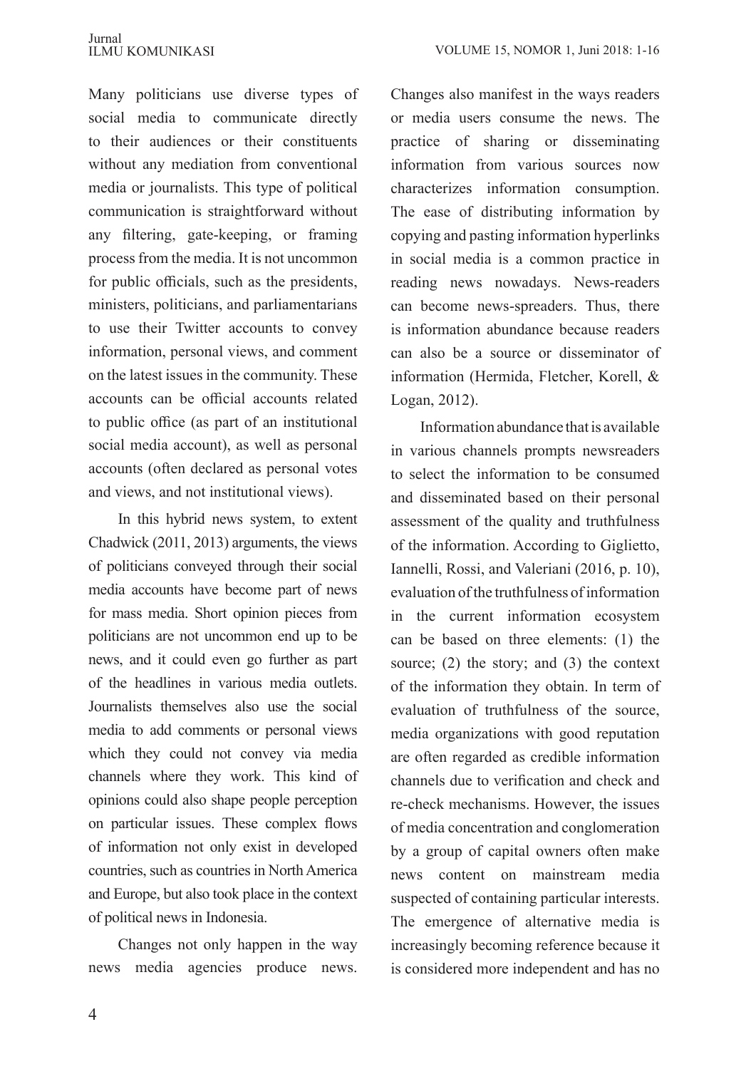Many politicians use diverse types of social media to communicate directly to their audiences or their constituents without any mediation from conventional media or journalists. This type of political communication is straightforward without any filtering, gate-keeping, or framing process from the media. It is not uncommon for public officials, such as the presidents, ministers, politicians, and parliamentarians to use their Twitter accounts to convey information, personal views, and comment on the latest issues in the community. These accounts can be official accounts related to public office (as part of an institutional social media account), as well as personal accounts (often declared as personal votes and views, and not institutional views).

In this hybrid news system, to extent Chadwick (2011, 2013) arguments, the views of politicians conveyed through their social media accounts have become part of news for mass media. Short opinion pieces from politicians are not uncommon end up to be news, and it could even go further as part of the headlines in various media outlets. Journalists themselves also use the social media to add comments or personal views which they could not convey via media channels where they work. This kind of opinions could also shape people perception on particular issues. These complex flows of information not only exist in developed countries, such as countries in North America and Europe, but also took place in the context of political news in Indonesia.

Changes not only happen in the way news media agencies produce news. Changes also manifest in the ways readers or media users consume the news. The practice of sharing or disseminating information from various sources now characterizes information consumption. The ease of distributing information by copying and pasting information hyperlinks in social media is a common practice in reading news nowadays. News-readers can become news-spreaders. Thus, there is information abundance because readers can also be a source or disseminator of information (Hermida, Fletcher, Korell, & Logan, 2012).

Information abundance that is available in various channels prompts newsreaders to select the information to be consumed and disseminated based on their personal assessment of the quality and truthfulness of the information. According to Giglietto, Iannelli, Rossi, and Valeriani (2016, p. 10), evaluation of the truthfulness of information in the current information ecosystem can be based on three elements: (1) the source; (2) the story; and (3) the context of the information they obtain. In term of evaluation of truthfulness of the source, media organizations with good reputation are often regarded as credible information channels due to verification and check and re-check mechanisms. However, the issues of media concentration and conglomeration by a group of capital owners often make news content on mainstream media suspected of containing particular interests. The emergence of alternative media is increasingly becoming reference because it is considered more independent and has no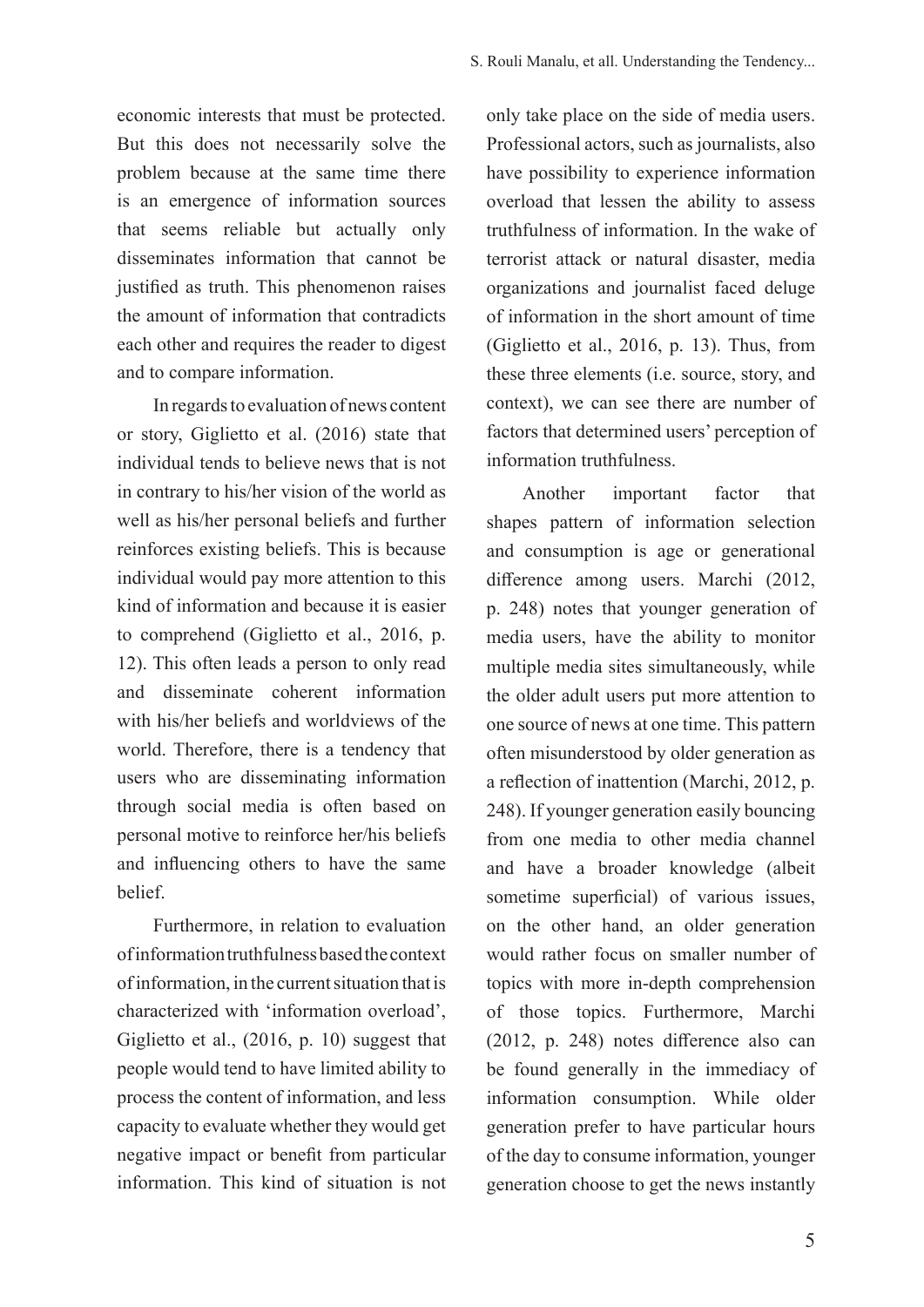economic interests that must be protected. But this does not necessarily solve the problem because at the same time there is an emergence of information sources that seems reliable but actually only disseminates information that cannot be justified as truth. This phenomenon raises the amount of information that contradicts each other and requires the reader to digest and to compare information.

In regards to evaluation of news content or story, Giglietto et al. (2016) state that individual tends to believe news that is not in contrary to his/her vision of the world as well as his/her personal beliefs and further reinforces existing beliefs. This is because individual would pay more attention to this kind of information and because it is easier to comprehend (Giglietto et al., 2016, p. 12). This often leads a person to only read and disseminate coherent information with his/her beliefs and worldviews of the world. Therefore, there is a tendency that users who are disseminating information through social media is often based on personal motive to reinforce her/his beliefs and influencing others to have the same belief.

Furthermore, in relation to evaluation of information truthfulness based the context of information, in the current situation that is characterized with 'information overload', Giglietto et al., (2016, p. 10) suggest that people would tend to have limited ability to process the content of information, and less capacity to evaluate whether they would get negative impact or benefit from particular information. This kind of situation is not only take place on the side of media users. Professional actors, such as journalists, also have possibility to experience information overload that lessen the ability to assess truthfulness of information. In the wake of terrorist attack or natural disaster, media organizations and journalist faced deluge of information in the short amount of time (Giglietto et al., 2016, p. 13). Thus, from these three elements (i.e. source, story, and context), we can see there are number of factors that determined users' perception of information truthfulness.

Another important factor that shapes pattern of information selection and consumption is age or generational difference among users. Marchi (2012, p. 248) notes that younger generation of media users, have the ability to monitor multiple media sites simultaneously, while the older adult users put more attention to one source of news at one time. This pattern often misunderstood by older generation as a reflection of inattention (Marchi, 2012, p. 248). If younger generation easily bouncing from one media to other media channel and have a broader knowledge (albeit sometime superficial) of various issues, on the other hand, an older generation would rather focus on smaller number of topics with more in-depth comprehension of those topics. Furthermore, Marchi (2012, p. 248) notes difference also can be found generally in the immediacy of information consumption. While older generation prefer to have particular hours of the day to consume information, younger generation choose to get the news instantly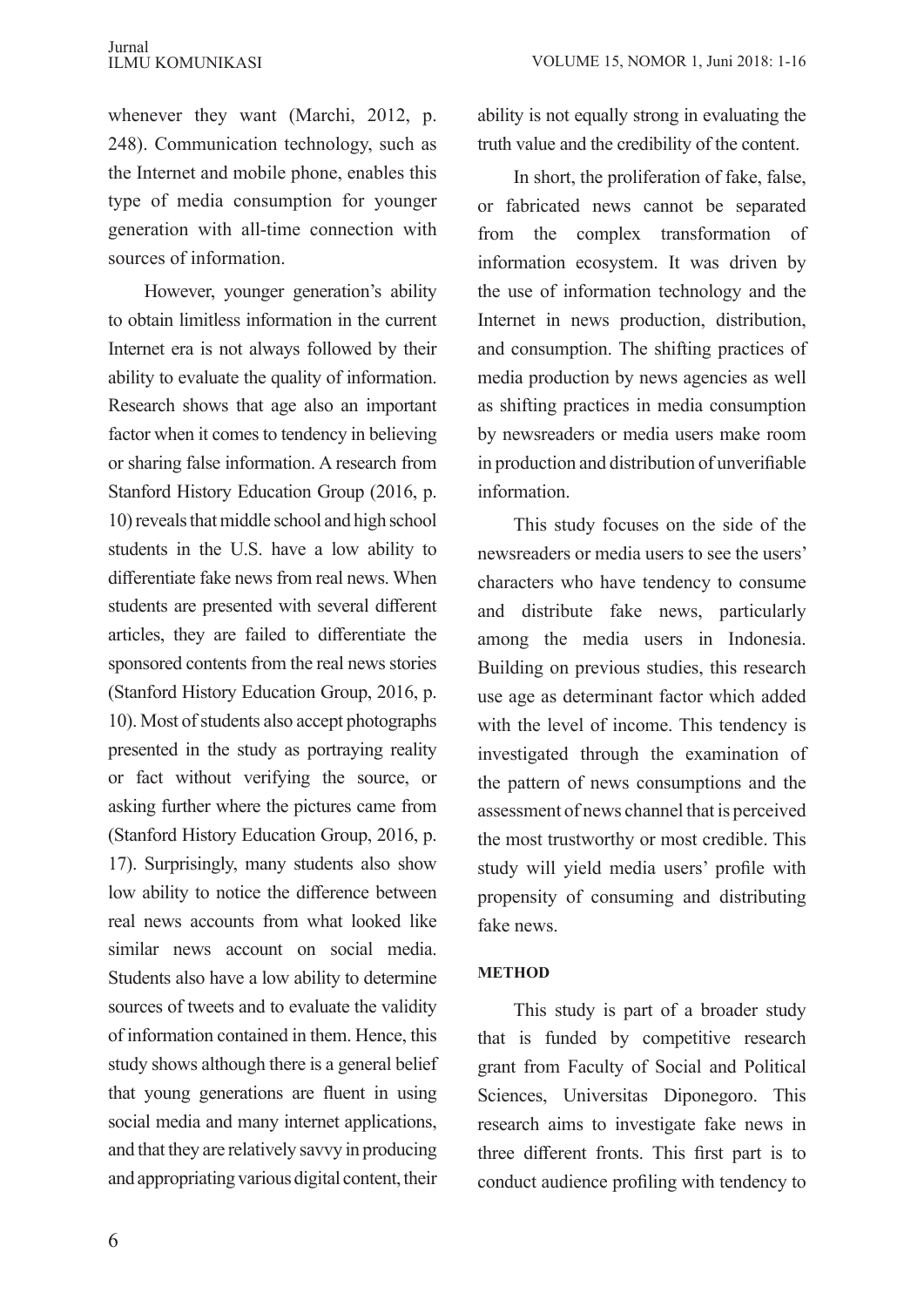whenever they want (Marchi, 2012, p. 248). Communication technology, such as the Internet and mobile phone, enables this type of media consumption for younger generation with all-time connection with sources of information.

However, younger generation's ability to obtain limitless information in the current Internet era is not always followed by their ability to evaluate the quality of information. Research shows that age also an important factor when it comes to tendency in believing or sharing false information. A research from Stanford History Education Group (2016, p. 10) reveals that middle school and high school students in the U.S. have a low ability to differentiate fake news from real news. When students are presented with several different articles, they are failed to differentiate the sponsored contents from the real news stories (Stanford History Education Group, 2016, p. 10). Most of students also accept photographs presented in the study as portraying reality or fact without verifying the source, or asking further where the pictures came from (Stanford History Education Group, 2016, p. 17). Surprisingly, many students also show low ability to notice the difference between real news accounts from what looked like similar news account on social media. Students also have a low ability to determine sources of tweets and to evaluate the validity of information contained in them. Hence, this study shows although there is a general belief that young generations are fluent in using social media and many internet applications, and that they are relatively savvy in producing and appropriating various digital content, their ability is not equally strong in evaluating the truth value and the credibility of the content.

In short, the proliferation of fake, false, or fabricated news cannot be separated from the complex transformation of information ecosystem. It was driven by the use of information technology and the Internet in news production, distribution, and consumption. The shifting practices of media production by news agencies as well as shifting practices in media consumption by newsreaders or media users make room in production and distribution of unverifiable information.

This study focuses on the side of the newsreaders or media users to see the users' characters who have tendency to consume and distribute fake news, particularly among the media users in Indonesia. Building on previous studies, this research use age as determinant factor which added with the level of income. This tendency is investigated through the examination of the pattern of news consumptions and the assessment of news channel that is perceived the most trustworthy or most credible. This study will yield media users' profile with propensity of consuming and distributing fake news.

## METHOD

This study is part of a broader study that is funded by competitive research grant from Faculty of Social and Political Sciences, Universitas Diponegoro. This research aims to investigate fake news in three different fronts. This first part is to conduct audience profiling with tendency to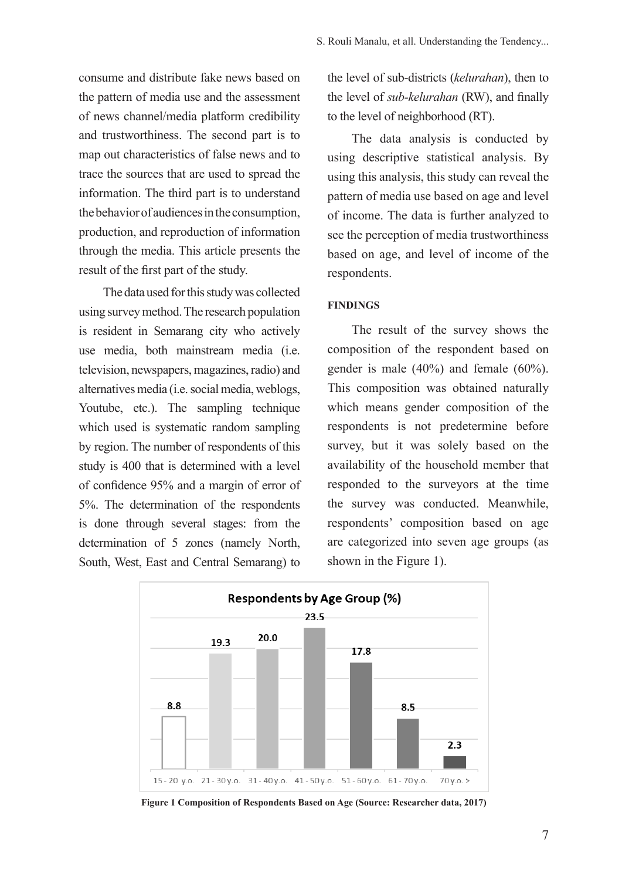consume and distribute fake news based on the pattern of media use and the assessment of news channel/media platform credibility and trustworthiness. The second part is to map out characteristics of false news and to trace the sources that are used to spread the information. The third part is to understand the behavior of audiences in the consumption, production, and reproduction of information through the media. This article presents the result of the first part of the study.

The data used for this study was collected using survey method. The research population is resident in Semarang city who actively use media, both mainstream media (i.e. television, newspapers, magazines, radio) and alternatives media (i.e. social media, weblogs, Youtube, etc.). The sampling technique which used is systematic random sampling by region. The number of respondents of this study is 400 that is determined with a level of confidence 95% and a margin of error of 5%. The determination of the respondents is done through several stages: from the determination of 5 zones (namely North, South, West, East and Central Semarang) to the level of sub-districts (*kelurahan*), then to the level of *sub-kelurahan* (RW), and finally to the level of neighborhood (RT).

The data analysis is conducted by using descriptive statistical analysis. By using this analysis, this study can reveal the pattern of media use based on age and level of income. The data is further analyzed to see the perception of media trustworthiness based on age, and level of income of the respondents.

## FINDINGS

The result of the survey shows the composition of the respondent based on gender is male (40%) and female (60%). This composition was obtained naturally which means gender composition of the respondents is not predetermine before survey, but it was solely based on the availability of the household member that responded to the surveyors at the time the survey was conducted. Meanwhile, respondents' composition based on age are categorized into seven age groups (as shown in the Figure 1).

**Respondents by Age Group (%)**

| 15 - 20 y.o. | 21 - 30 y.o. | 31 - 40 y.o. | 41 - 50 y.o. | 51 - 60 y.o. | 61 - 70 y.o. | 70 y.o. > |
|---|---|---|---|---|---|---|
| 8.8 | 19.3 | 20.0 | 23.5 | 17.8 | 8.5 | 2.3 |

**Figure 1 Composition of Respondents Based on Age (Source: Researcher data, 2017)**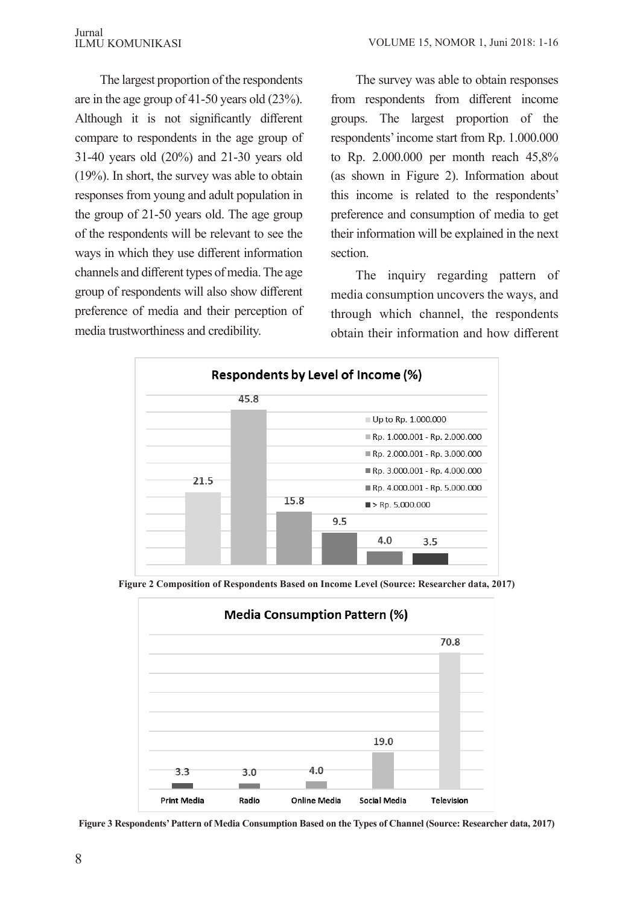The largest proportion of the respondents are in the age group of 41-50 years old (23%). Although it is not significantly different compare to respondents in the age group of 31-40 years old (20%) and 21-30 years old (19%). In short, the survey was able to obtain responses from young and adult population in the group of 21-50 years old. The age group of the respondents will be relevant to see the ways in which they use different information channels and different types of media. The age group of respondents will also show different preference of media and their perception of media trustworthiness and credibility.

The survey was able to obtain responses from respondents from different income groups. The largest proportion of the respondents' income start from Rp. 1.000.000 to Rp. 2.000.000 per month reach 45,8% (as shown in Figure 2). Information about this income is related to the respondents' preference and consumption of media to get their information will be explained in the next section.

The inquiry regarding pattern of media consumption uncovers the ways, and through which channel, the respondents obtain their information and how different

**Respondents by Level of Income (%)**

| Income Level | % |
|---|---|
| Up to Rp. 1.000.000 | 21.5 |
| Rp. 1.000.001 - Rp. 2.000.000 | 45.8 |
| Rp. 2.000.001 - Rp. 3.000.000 | 15.8 |
| Rp. 3.000.001 - Rp. 4.000.000 | 9.5 |
| Rp. 4.000.001 - Rp. 5.000.000 | 4.0 |
| > Rp. 5.000.000 | 3.5 |

**Figure 2 Composition of Respondents Based on Income Level (Source: Researcher data, 2017)**

**Media Consumption Pattern (%)**

| Channel | % |
|---|---|
| Print Media | 3.3 |
| Radio | 3.0 |
| Online Media | 4.0 |
| Social Media | 19.0 |
| Television | 70.8 |

**Figure 3 Respondents' Pattern of Media Consumption Based on the Types of Channel (Source: Researcher data, 2017)**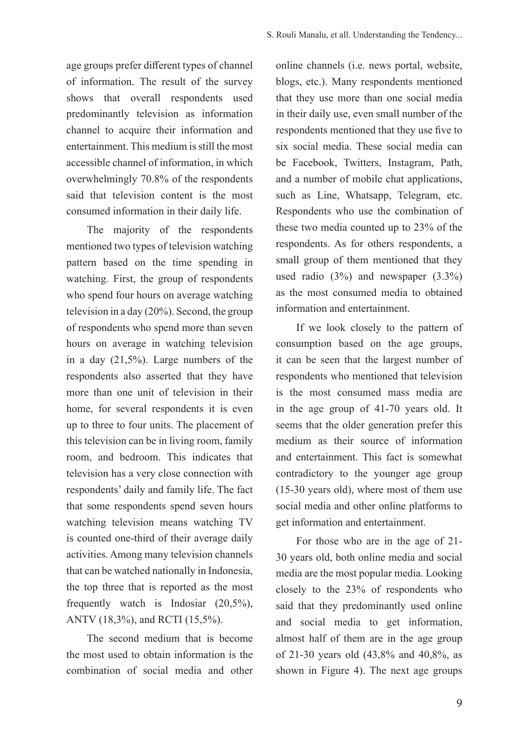age groups prefer different types of channel of information. The result of the survey shows that overall respondents used predominantly television as information channel to acquire their information and entertainment. This medium is still the most accessible channel of information, in which overwhelmingly 70.8% of the respondents said that television content is the most consumed information in their daily life.

The majority of the respondents mentioned two types of television watching pattern based on the time spending in watching. First, the group of respondents who spend four hours on average watching television in a day (20%). Second, the group of respondents who spend more than seven hours on average in watching television in a day (21,5%). Large numbers of the respondents also asserted that they have more than one unit of television in their home, for several respondents it is even up to three to four units. The placement of this television can be in living room, family room, and bedroom. This indicates that television has a very close connection with respondents' daily and family life. The fact that some respondents spend seven hours watching television means watching TV is counted one-third of their average daily activities. Among many television channels that can be watched nationally in Indonesia, the top three that is reported as the most frequently watch is Indosiar (20,5%), ANTV (18,3%), and RCTI (15,5%).

The second medium that is become the most used to obtain information is the combination of social media and other online channels (i.e. news portal, website, blogs, etc.). Many respondents mentioned that they use more than one social media in their daily use, even small number of the respondents mentioned that they use five to six social media. These social media can be Facebook, Twitters, Instagram, Path, and a number of mobile chat applications, such as Line, Whatsapp, Telegram, etc. Respondents who use the combination of these two media counted up to 23% of the respondents. As for others respondents, a small group of them mentioned that they used radio (3%) and newspaper (3.3%) as the most consumed media to obtained information and entertainment.

If we look closely to the pattern of consumption based on the age groups, it can be seen that the largest number of respondents who mentioned that television is the most consumed mass media are in the age group of 41-70 years old. It seems that the older generation prefer this medium as their source of information and entertainment. This fact is somewhat contradictory to the younger age group (15-30 years old), where most of them use social media and other online platforms to get information and entertainment.

For those who are in the age of 21-30 years old, both online media and social media are the most popular media. Looking closely to the 23% of respondents who said that they predominantly used online and social media to get information, almost half of them are in the age group of 21-30 years old (43,8% and 40,8%, as shown in Figure 4). The next age groups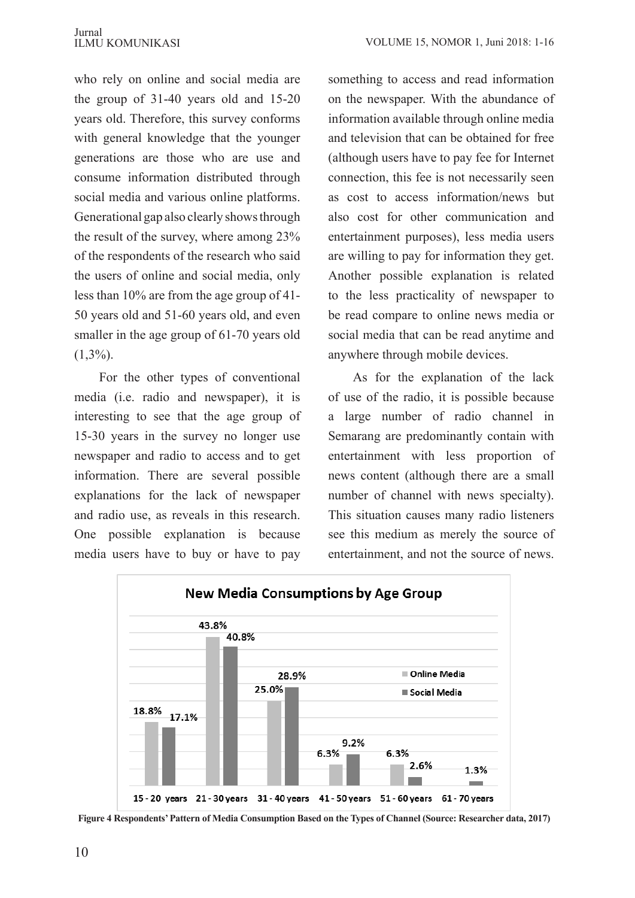who rely on online and social media are the group of 31-40 years old and 15-20 years old. Therefore, this survey conforms with general knowledge that the younger generations are those who are use and consume information distributed through social media and various online platforms. Generational gap also clearly shows through the result of the survey, where among 23% of the respondents of the research who said the users of online and social media, only less than 10% are from the age group of 41-50 years old and 51-60 years old, and even smaller in the age group of 61-70 years old (1,3%).

For the other types of conventional media (i.e. radio and newspaper), it is interesting to see that the age group of 15-30 years in the survey no longer use newspaper and radio to access and to get information. There are several possible explanations for the lack of newspaper and radio use, as reveals in this research. One possible explanation is because media users have to buy or have to pay something to access and read information on the newspaper. With the abundance of information available through online media and television that can be obtained for free (although users have to pay fee for Internet connection, this fee is not necessarily seen as cost to access information/news but also cost for other communication and entertainment purposes), less media users are willing to pay for information they get. Another possible explanation is related to the less practicality of newspaper to be read compare to online news media or social media that can be read anytime and anywhere through mobile devices.

As for the explanation of the lack of use of the radio, it is possible because a large number of radio channel in Semarang are predominantly contain with entertainment with less proportion of news content (although there are a small number of channel with news specialty). This situation causes many radio listeners see this medium as merely the source of entertainment, and not the source of news.

**New Media Consumptions by Age Group**

| Age Group | Online Media | Social Media |
|---|---|---|
| 15 - 20 years | 18.8% | 17.1% |
| 21 - 30 years | 43.8% | 40.8% |
| 31 - 40 years | 25.0% | 28.9% |
| 41 - 50 years | 6.3% | 9.2% |
| 51 - 60 years | 6.3% | 2.6% |
| 61 - 70 years | | 1.3% |

**Figure 4 Respondents' Pattern of Media Consumption Based on the Types of Channel (Source: Researcher data, 2017)**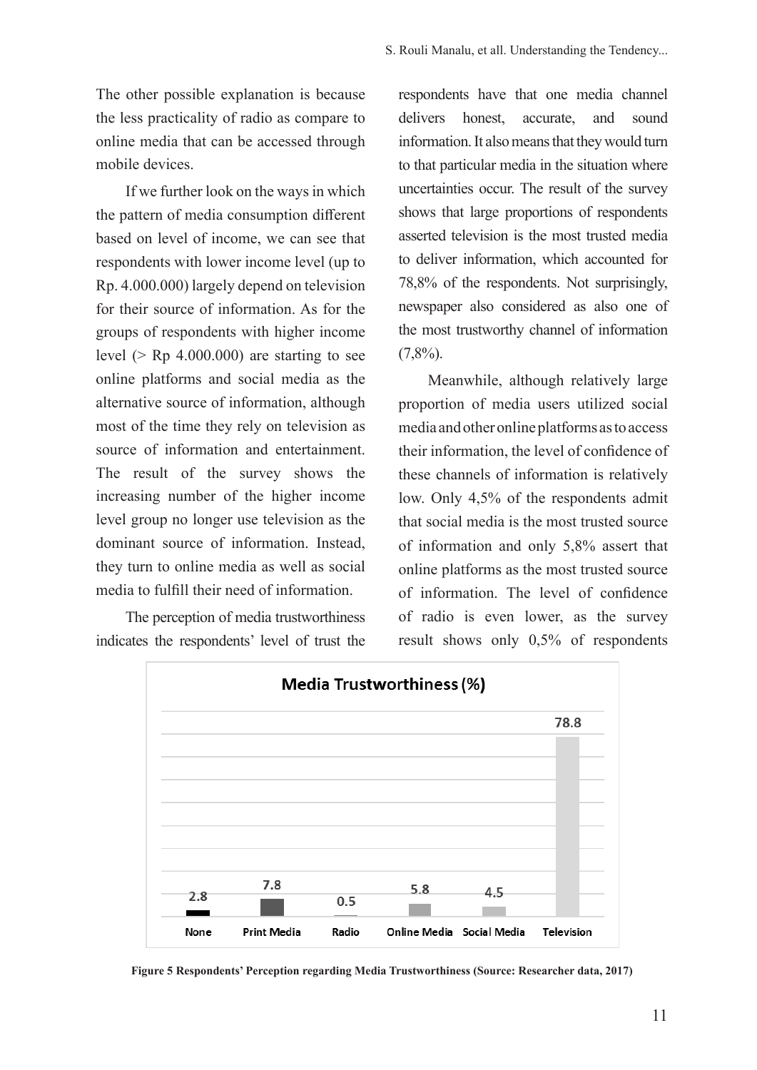The other possible explanation is because the less practicality of radio as compare to online media that can be accessed through mobile devices.

If we further look on the ways in which the pattern of media consumption different based on level of income, we can see that respondents with lower income level (up to Rp. 4.000.000) largely depend on television for their source of information. As for the groups of respondents with higher income level (> Rp 4.000.000) are starting to see online platforms and social media as the alternative source of information, although most of the time they rely on television as source of information and entertainment. The result of the survey shows the increasing number of the higher income level group no longer use television as the dominant source of information. Instead, they turn to online media as well as social media to fulfill their need of information.

The perception of media trustworthiness indicates the respondents' level of trust the respondents have that one media channel delivers honest, accurate, and sound information. It also means that they would turn to that particular media in the situation where uncertainties occur. The result of the survey shows that large proportions of respondents asserted television is the most trusted media to deliver information, which accounted for 78,8% of the respondents. Not surprisingly, newspaper also considered as also one of the most trustworthy channel of information (7,8%).

Meanwhile, although relatively large proportion of media users utilized social media and other online platforms as to access their information, the level of confidence of these channels of information is relatively low. Only 4,5% of the respondents admit that social media is the most trusted source of information and only 5,8% assert that online platforms as the most trusted source of information. The level of confidence of radio is even lower, as the survey result shows only 0,5% of respondents

**Media Trustworthiness (%)**

| None | Print Media | Radio | Online Media | Social Media | Television |
|---|---|---|---|---|---|
| 2.8 | 7.8 | 0.5 | 5.8 | 4.5 | 78.8 |

**Figure 5 Respondents' Perception regarding Media Trustworthiness (Source: Researcher data, 2017)**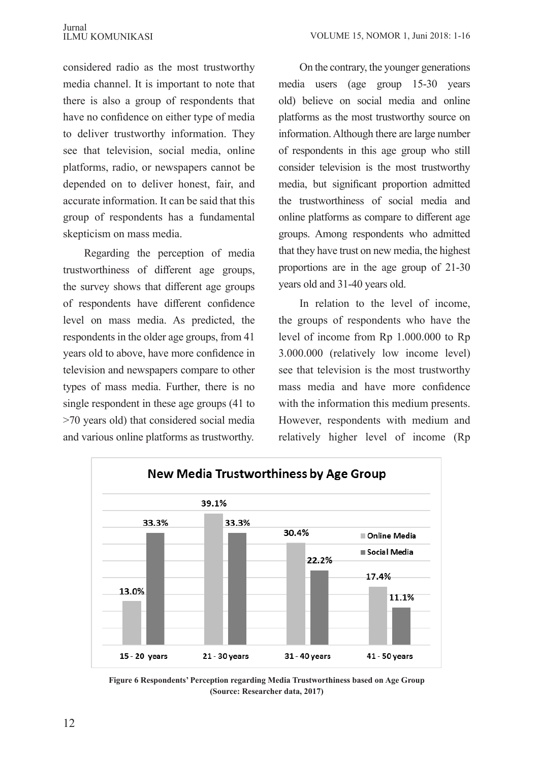considered radio as the most trustworthy media channel. It is important to note that there is also a group of respondents that have no confidence on either type of media to deliver trustworthy information. They see that television, social media, online platforms, radio, or newspapers cannot be depended on to deliver honest, fair, and accurate information. It can be said that this group of respondents has a fundamental skepticism on mass media.

Regarding the perception of media trustworthiness of different age groups, the survey shows that different age groups of respondents have different confidence level on mass media. As predicted, the respondents in the older age groups, from 41 years old to above, have more confidence in television and newspapers compare to other types of mass media. Further, there is no single respondent in these age groups (41 to >70 years old) that considered social media and various online platforms as trustworthy.

On the contrary, the younger generations media users (age group 15-30 years old) believe on social media and online platforms as the most trustworthy source on information. Although there are large number of respondents in this age group who still consider television is the most trustworthy media, but significant proportion admitted the trustworthiness of social media and online platforms as compare to different age groups. Among respondents who admitted that they have trust on new media, the highest proportions are in the age group of 21-30 years old and 31-40 years old.

In relation to the level of income, the groups of respondents who have the level of income from Rp 1.000.000 to Rp 3.000.000 (relatively low income level) see that television is the most trustworthy mass media and have more confidence with the information this medium presents. However, respondents with medium and relatively higher level of income (Rp

**New Media Trustworthiness by Age Group**

| Age Group | Online Media | Social Media |
|---|---|---|
| 15 - 20 years | 13.0% | 33.3% |
| 21 - 30 years | 39.1% | 33.3% |
| 31 - 40 years | 30.4% | 22.2% |
| 41 - 50 years | 17.4% | 11.1% |

**Figure 6 Respondents' Perception regarding Media Trustworthiness based on Age Group (Source: Researcher data, 2017)**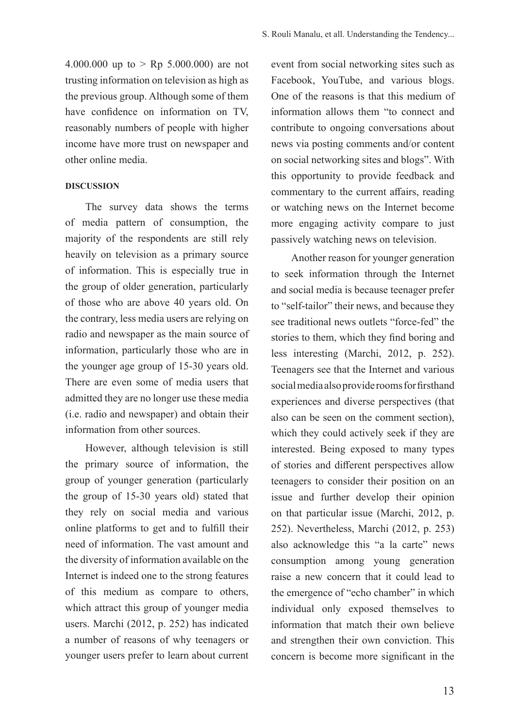4.000.000 up to > Rp 5.000.000) are not trusting information on television as high as the previous group. Although some of them have confidence on information on TV, reasonably numbers of people with higher income have more trust on newspaper and other online media.

## DISCUSSION

The survey data shows the terms of media pattern of consumption, the majority of the respondents are still rely heavily on television as a primary source of information. This is especially true in the group of older generation, particularly of those who are above 40 years old. On the contrary, less media users are relying on radio and newspaper as the main source of information, particularly those who are in the younger age group of 15-30 years old. There are even some of media users that admitted they are no longer use these media (i.e. radio and newspaper) and obtain their information from other sources.

However, although television is still the primary source of information, the group of younger generation (particularly the group of 15-30 years old) stated that they rely on social media and various online platforms to get and to fulfill their need of information. The vast amount and the diversity of information available on the Internet is indeed one to the strong features of this medium as compare to others, which attract this group of younger media users. Marchi (2012, p. 252) has indicated a number of reasons of why teenagers or younger users prefer to learn about current event from social networking sites such as Facebook, YouTube, and various blogs. One of the reasons is that this medium of information allows them "to connect and contribute to ongoing conversations about news via posting comments and/or content on social networking sites and blogs". With this opportunity to provide feedback and commentary to the current affairs, reading or watching news on the Internet become more engaging activity compare to just passively watching news on television.

Another reason for younger generation to seek information through the Internet and social media is because teenager prefer to "self-tailor" their news, and because they see traditional news outlets "force-fed" the stories to them, which they find boring and less interesting (Marchi, 2012, p. 252). Teenagers see that the Internet and various social media also provide rooms for firsthand experiences and diverse perspectives (that also can be seen on the comment section), which they could actively seek if they are interested. Being exposed to many types of stories and different perspectives allow teenagers to consider their position on an issue and further develop their opinion on that particular issue (Marchi, 2012, p. 252). Nevertheless, Marchi (2012, p. 253) also acknowledge this "a la carte" news consumption among young generation raise a new concern that it could lead to the emergence of "echo chamber" in which individual only exposed themselves to information that match their own believe and strengthen their own conviction. This concern is become more significant in the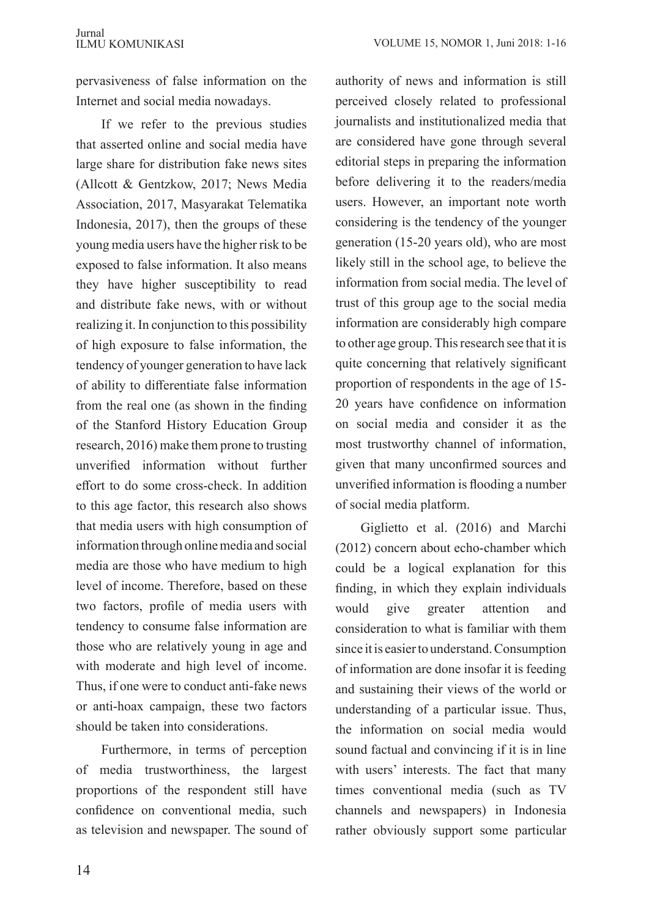pervasiveness of false information on the Internet and social media nowadays.

If we refer to the previous studies that asserted online and social media have large share for distribution fake news sites (Allcott & Gentzkow, 2017; News Media Association, 2017, Masyarakat Telematika Indonesia, 2017), then the groups of these young media users have the higher risk to be exposed to false information. It also means they have higher susceptibility to read and distribute fake news, with or without realizing it. In conjunction to this possibility of high exposure to false information, the tendency of younger generation to have lack of ability to differentiate false information from the real one (as shown in the finding of the Stanford History Education Group research, 2016) make them prone to trusting unverified information without further effort to do some cross-check. In addition to this age factor, this research also shows that media users with high consumption of information through online media and social media are those who have medium to high level of income. Therefore, based on these two factors, profile of media users with tendency to consume false information are those who are relatively young in age and with moderate and high level of income. Thus, if one were to conduct anti-fake news or anti-hoax campaign, these two factors should be taken into considerations.

Furthermore, in terms of perception of media trustworthiness, the largest proportions of the respondent still have confidence on conventional media, such as television and newspaper. The sound of authority of news and information is still perceived closely related to professional journalists and institutionalized media that are considered have gone through several editorial steps in preparing the information before delivering it to the readers/media users. However, an important note worth considering is the tendency of the younger generation (15-20 years old), who are most likely still in the school age, to believe the information from social media. The level of trust of this group age to the social media information are considerably high compare to other age group. This research see that it is quite concerning that relatively significant proportion of respondents in the age of 15-20 years have confidence on information on social media and consider it as the most trustworthy channel of information, given that many unconfirmed sources and unverified information is flooding a number of social media platform.

Giglietto et al. (2016) and Marchi (2012) concern about echo-chamber which could be a logical explanation for this finding, in which they explain individuals would give greater attention and consideration to what is familiar with them since it is easier to understand. Consumption of information are done insofar it is feeding and sustaining their views of the world or understanding of a particular issue. Thus, the information on social media would sound factual and convincing if it is in line with users' interests. The fact that many times conventional media (such as TV channels and newspapers) in Indonesia rather obviously support some particular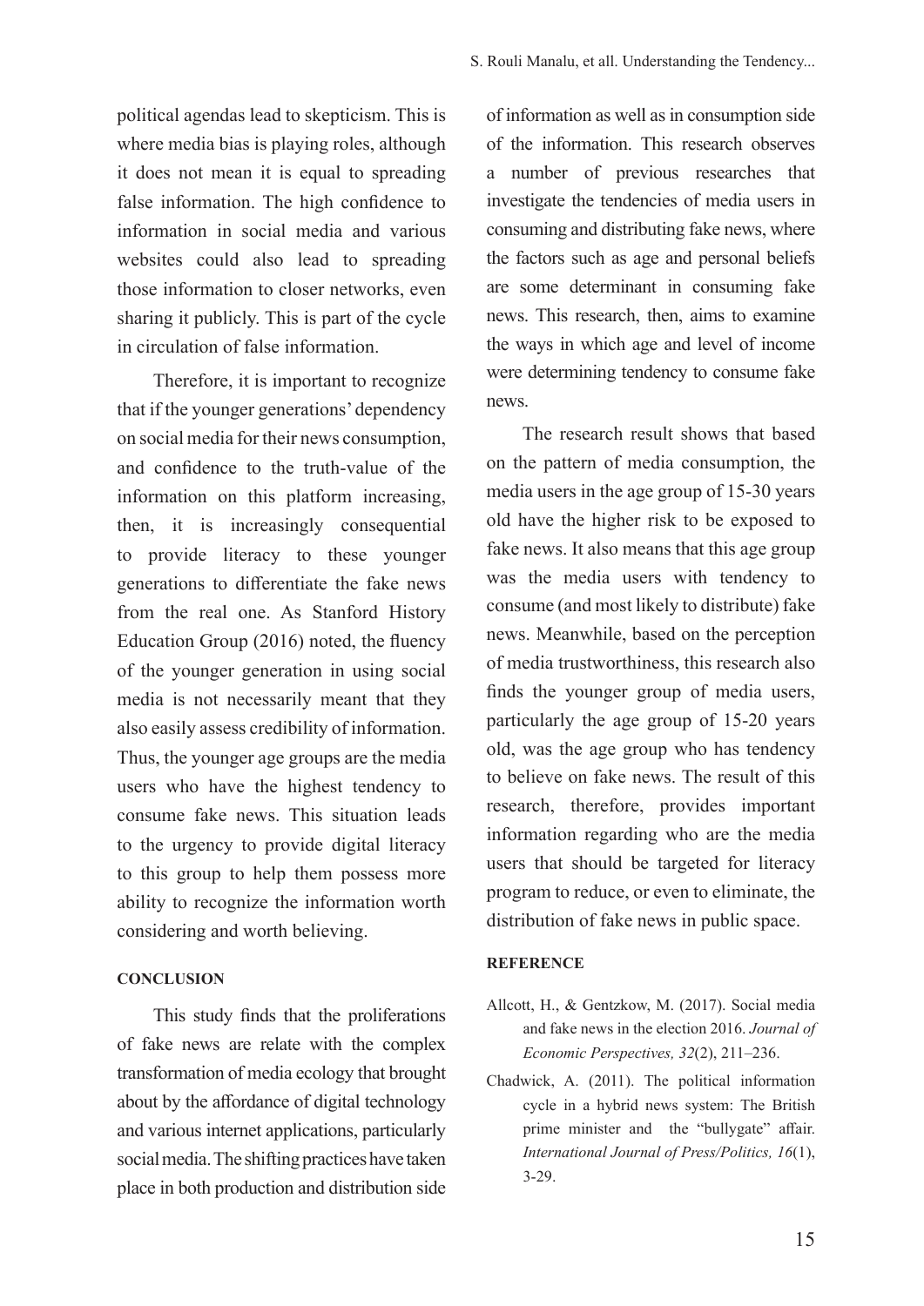political agendas lead to skepticism. This is where media bias is playing roles, although it does not mean it is equal to spreading false information. The high confidence to information in social media and various websites could also lead to spreading those information to closer networks, even sharing it publicly. This is part of the cycle in circulation of false information.

Therefore, it is important to recognize that if the younger generations' dependency on social media for their news consumption, and confidence to the truth-value of the information on this platform increasing, then, it is increasingly consequential to provide literacy to these younger generations to differentiate the fake news from the real one. As Stanford History Education Group (2016) noted, the fluency of the younger generation in using social media is not necessarily meant that they also easily assess credibility of information. Thus, the younger age groups are the media users who have the highest tendency to consume fake news. This situation leads to the urgency to provide digital literacy to this group to help them possess more ability to recognize the information worth considering and worth believing.

## CONCLUSION

This study finds that the proliferations of fake news are relate with the complex transformation of media ecology that brought about by the affordance of digital technology and various internet applications, particularly social media. The shifting practices have taken place in both production and distribution side of information as well as in consumption side of the information. This research observes a number of previous researches that investigate the tendencies of media users in consuming and distributing fake news, where the factors such as age and personal beliefs are some determinant in consuming fake news. This research, then, aims to examine the ways in which age and level of income were determining tendency to consume fake news.

The research result shows that based on the pattern of media consumption, the media users in the age group of 15-30 years old have the higher risk to be exposed to fake news. It also means that this age group was the media users with tendency to consume (and most likely to distribute) fake news. Meanwhile, based on the perception of media trustworthiness, this research also finds the younger group of media users, particularly the age group of 15-20 years old, was the age group who has tendency to believe on fake news. The result of this research, therefore, provides important information regarding who are the media users that should be targeted for literacy program to reduce, or even to eliminate, the distribution of fake news in public space.

## REFERENCE

Allcott, H., & Gentzkow, M. (2017). Social media and fake news in the election 2016. *Journal of Economic Perspectives, 32*(2), 211–236.

Chadwick, A. (2011). The political information cycle in a hybrid news system: The British prime minister and the "bullygate" affair. *International Journal of Press/Politics, 16*(1), 3-29.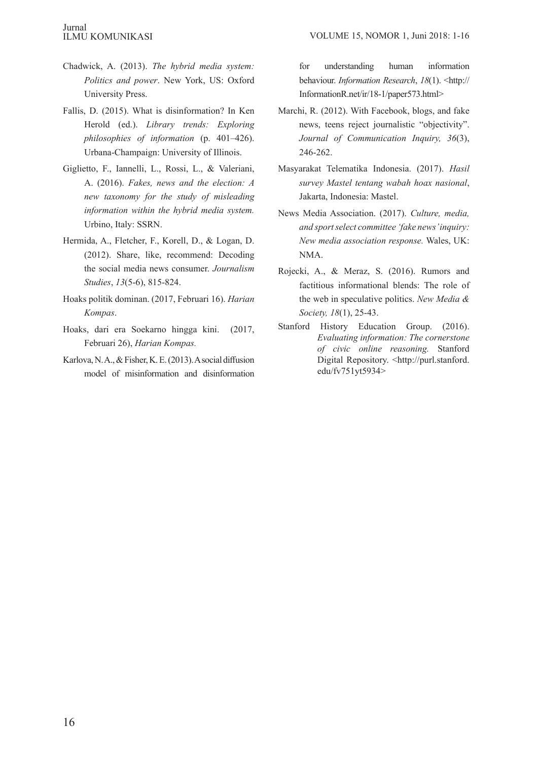Chadwick, A. (2013). *The hybrid media system: Politics and power*. New York, US: Oxford University Press.

Fallis, D. (2015). What is disinformation? In Ken Herold (ed.). *Library trends: Exploring philosophies of information* (p. 401–426). Urbana-Champaign: University of Illinois.

Giglietto, F., Iannelli, L., Rossi, L., & Valeriani, A. (2016). *Fakes, news and the election: A new taxonomy for the study of misleading information within the hybrid media system.* Urbino, Italy: SSRN.

Hermida, A., Fletcher, F., Korell, D., & Logan, D. (2012). Share, like, recommend: Decoding the social media news consumer. *Journalism Studies*, *13*(5-6), 815-824.

Hoaks politik dominan. (2017, Februari 16). *Harian Kompas*.

Hoaks, dari era Soekarno hingga kini. (2017, Februari 26), *Harian Kompas.*

Karlova, N. A., & Fisher, K. E. (2013). A social diffusion model of misinformation and disinformation for understanding human information behaviour. *Information Research*, *18*(1). <http://InformationR.net/ir/18-1/paper573.html>

Marchi, R. (2012). With Facebook, blogs, and fake news, teens reject journalistic "objectivity". *Journal of Communication Inquiry, 36*(3), 246-262.

Masyarakat Telematika Indonesia. (2017). *Hasil survey Mastel tentang wabah hoax nasional*, Jakarta, Indonesia: Mastel.

News Media Association. (2017). *Culture, media, and sport select committee 'fake news' inquiry: New media association response.* Wales, UK: NMA.

Rojecki, A., & Meraz, S. (2016). Rumors and factitious informational blends: The role of the web in speculative politics. *New Media & Society, 18*(1), 25-43.

Stanford History Education Group. (2016). *Evaluating information: The cornerstone of civic online reasoning.* Stanford Digital Repository. <http://purl.stanford.edu/fv751yt5934>